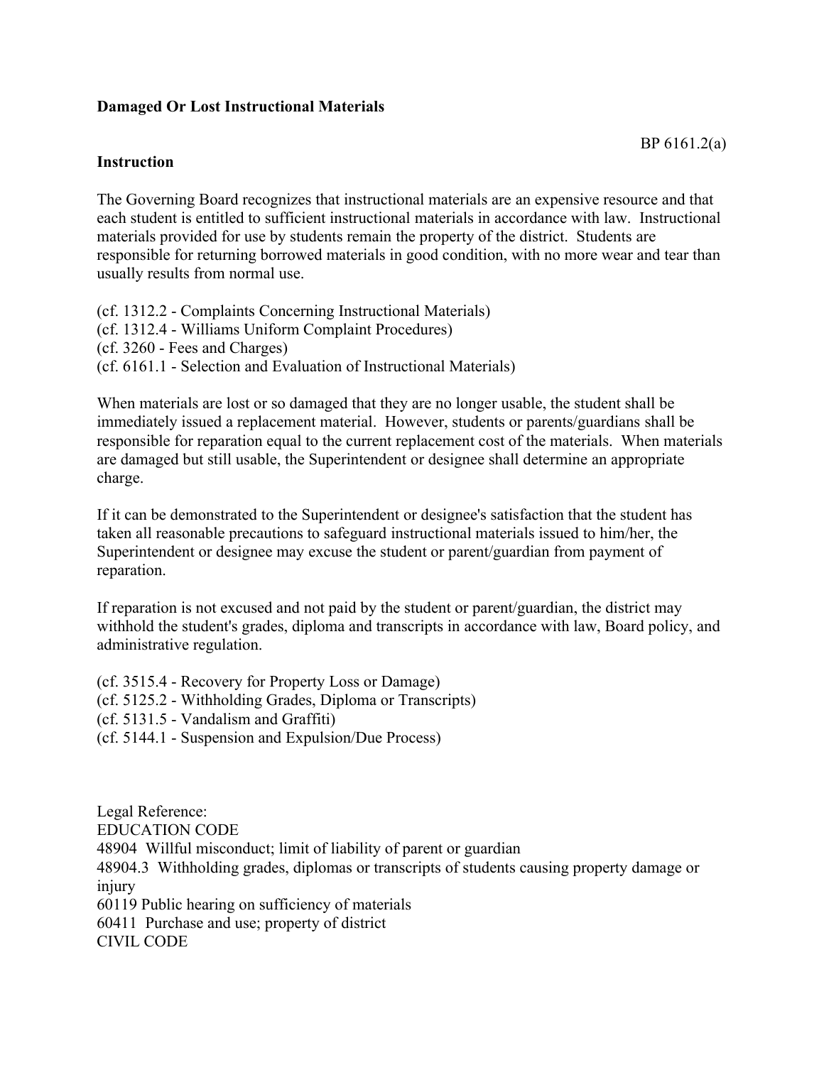**Damaged Or Lost Instructional Materials**

BP 6161.2(a)

**Instruction**

The Governing Board recognizes that instructional materials are an expensive resource and that each student is entitled to sufficient instructional materials in accordance with law. Instructional materials provided for use by students remain the property of the district. Students are responsible for returning borrowed materials in good condition, with no more wear and tear than usually results from normal use.

(cf. 1312.2 - Complaints Concerning Instructional Materials)
(cf. 1312.4 - Williams Uniform Complaint Procedures)
(cf. 3260 - Fees and Charges)
(cf. 6161.1 - Selection and Evaluation of Instructional Materials)

When materials are lost or so damaged that they are no longer usable, the student shall be immediately issued a replacement material. However, students or parents/guardians shall be responsible for reparation equal to the current replacement cost of the materials. When materials are damaged but still usable, the Superintendent or designee shall determine an appropriate charge.

If it can be demonstrated to the Superintendent or designee's satisfaction that the student has taken all reasonable precautions to safeguard instructional materials issued to him/her, the Superintendent or designee may excuse the student or parent/guardian from payment of reparation.

If reparation is not excused and not paid by the student or parent/guardian, the district may withhold the student's grades, diploma and transcripts in accordance with law, Board policy, and administrative regulation.

(cf. 3515.4 - Recovery for Property Loss or Damage)
(cf. 5125.2 - Withholding Grades, Diploma or Transcripts)
(cf. 5131.5 - Vandalism and Graffiti)
(cf. 5144.1 - Suspension and Expulsion/Due Process)

Legal Reference:
EDUCATION CODE
48904 Willful misconduct; limit of liability of parent or guardian
48904.3 Withholding grades, diplomas or transcripts of students causing property damage or injury
60119 Public hearing on sufficiency of materials
60411 Purchase and use; property of district
CIVIL CODE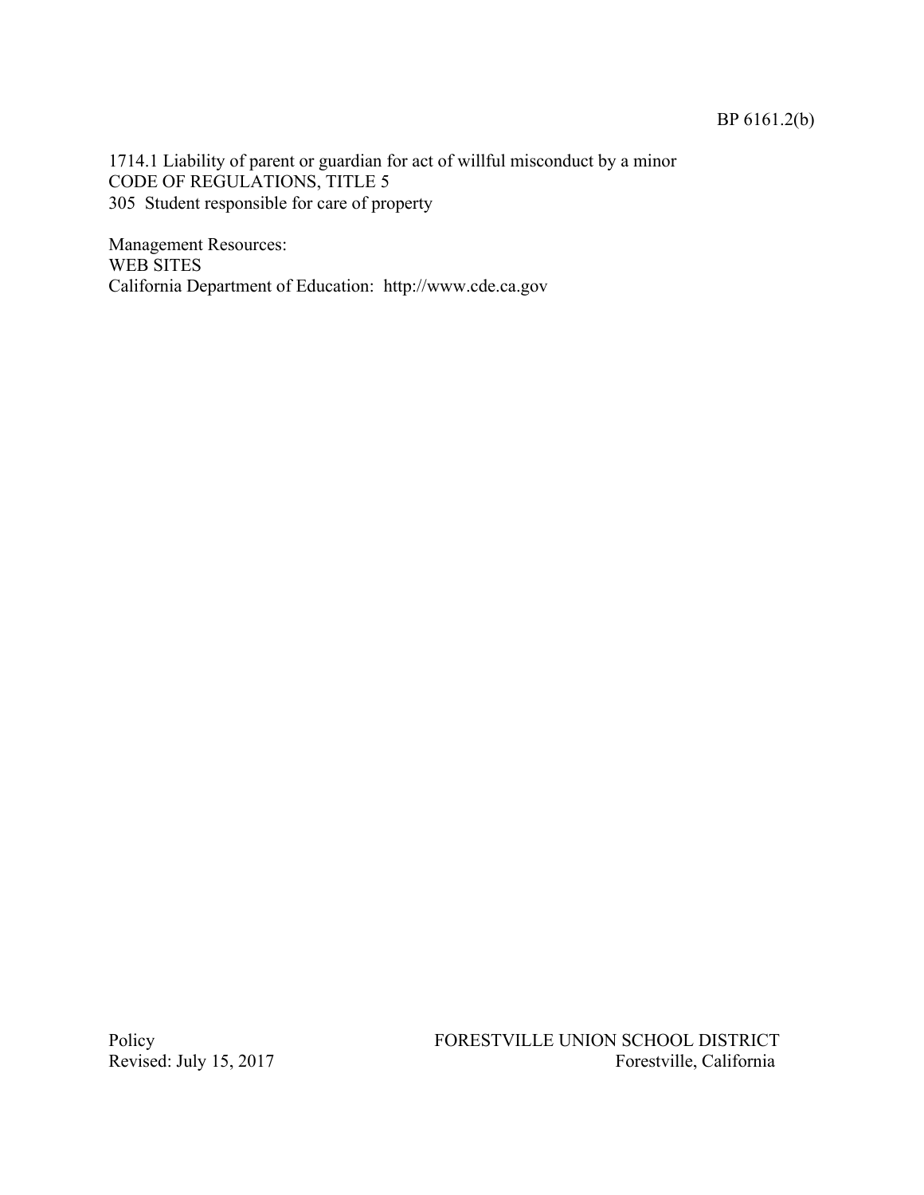1714.1 Liability of parent or guardian for act of willful misconduct by a minor
CODE OF REGULATIONS, TITLE 5
305 Student responsible for care of property

Management Resources:
WEB SITES
California Department of Education: http://www.cde.ca.gov